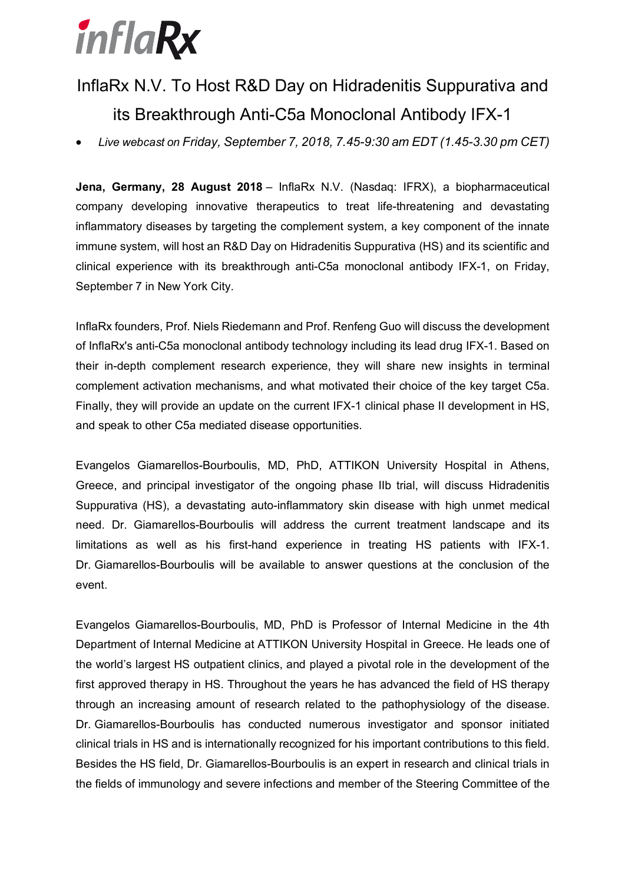# InflaRx N.V. To Host R&D Day on Hidradenitis Suppurativa and its Breakthrough Anti-C5a Monoclonal Antibody IFX-1

- *Live webcast on Friday, September 7, 2018, 7.45-9:30 am EDT (1.45-3.30 pm CET)*

**Jena, Germany, 28 August 2018** – InflaRx N.V. (Nasdaq: IFRX), a biopharmaceutical company developing innovative therapeutics to treat life-threatening and devastating inflammatory diseases by targeting the complement system, a key component of the innate immune system, will host an R&D Day on Hidradenitis Suppurativa (HS) and its scientific and clinical experience with its breakthrough anti-C5a monoclonal antibody IFX-1, on Friday, September 7 in New York City.

InflaRx founders, Prof. Niels Riedemann and Prof. Renfeng Guo will discuss the development of InflaRx's anti-C5a monoclonal antibody technology including its lead drug IFX-1. Based on their in-depth complement research experience, they will share new insights in terminal complement activation mechanisms, and what motivated their choice of the key target C5a. Finally, they will provide an update on the current IFX-1 clinical phase II development in HS, and speak to other C5a mediated disease opportunities.

Evangelos Giamarellos-Bourboulis, MD, PhD, ATTIKON University Hospital in Athens, Greece, and principal investigator of the ongoing phase IIb trial, will discuss Hidradenitis Suppurativa (HS), a devastating auto-inflammatory skin disease with high unmet medical need. Dr. Giamarellos-Bourboulis will address the current treatment landscape and its limitations as well as his first-hand experience in treating HS patients with IFX-1. Dr. Giamarellos-Bourboulis will be available to answer questions at the conclusion of the event.

Evangelos Giamarellos-Bourboulis, MD, PhD is Professor of Internal Medicine in the 4th Department of Internal Medicine at ATTIKON University Hospital in Greece. He leads one of the world's largest HS outpatient clinics, and played a pivotal role in the development of the first approved therapy in HS. Throughout the years he has advanced the field of HS therapy through an increasing amount of research related to the pathophysiology of the disease. Dr. Giamarellos-Bourboulis has conducted numerous investigator and sponsor initiated clinical trials in HS and is internationally recognized for his important contributions to this field. Besides the HS field, Dr. Giamarellos-Bourboulis is an expert in research and clinical trials in the fields of immunology and severe infections and member of the Steering Committee of the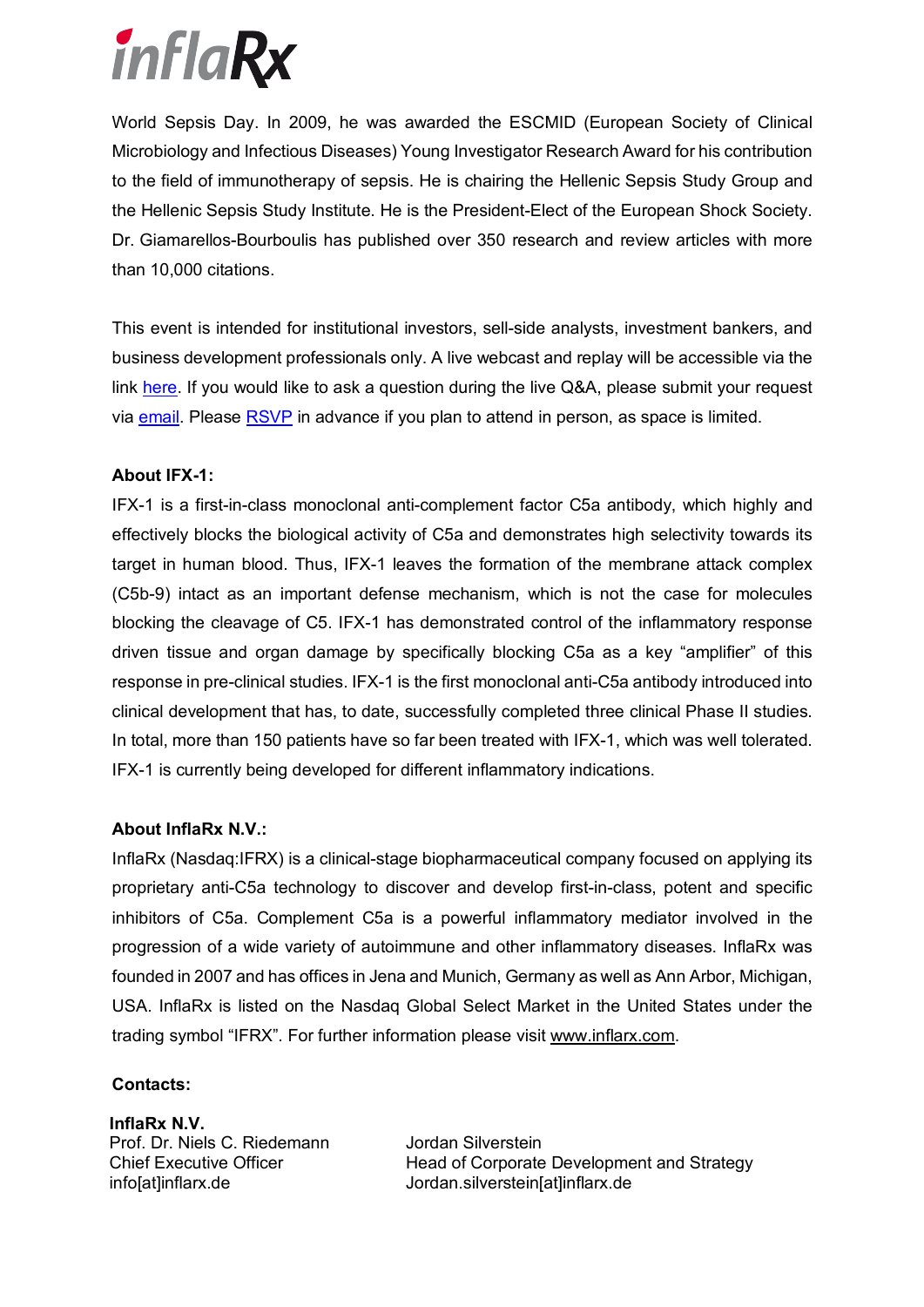World Sepsis Day. In 2009, he was awarded the ESCMID (European Society of Clinical Microbiology and Infectious Diseases) Young Investigator Research Award for his contribution to the field of immunotherapy of sepsis. He is chairing the Hellenic Sepsis Study Group and the Hellenic Sepsis Study Institute. He is the President-Elect of the European Shock Society. Dr. Giamarellos-Bourboulis has published over 350 research and review articles with more than 10,000 citations.

This event is intended for institutional investors, sell-side analysts, investment bankers, and business development professionals only. A live webcast and replay will be accessible via the link here. If you would like to ask a question during the live Q&A, please submit your request via email. Please RSVP in advance if you plan to attend in person, as space is limited.

**About IFX-1:**

IFX-1 is a first-in-class monoclonal anti-complement factor C5a antibody, which highly and effectively blocks the biological activity of C5a and demonstrates high selectivity towards its target in human blood. Thus, IFX-1 leaves the formation of the membrane attack complex (C5b-9) intact as an important defense mechanism, which is not the case for molecules blocking the cleavage of C5. IFX-1 has demonstrated control of the inflammatory response driven tissue and organ damage by specifically blocking C5a as a key "amplifier" of this response in pre-clinical studies. IFX-1 is the first monoclonal anti-C5a antibody introduced into clinical development that has, to date, successfully completed three clinical Phase II studies. In total, more than 150 patients have so far been treated with IFX-1, which was well tolerated. IFX-1 is currently being developed for different inflammatory indications.

**About InflaRx N.V.:**

InflaRx (Nasdaq:IFRX) is a clinical-stage biopharmaceutical company focused on applying its proprietary anti-C5a technology to discover and develop first-in-class, potent and specific inhibitors of C5a. Complement C5a is a powerful inflammatory mediator involved in the progression of a wide variety of autoimmune and other inflammatory diseases. InflaRx was founded in 2007 and has offices in Jena and Munich, Germany as well as Ann Arbor, Michigan, USA. InflaRx is listed on the Nasdaq Global Select Market in the United States under the trading symbol "IFRX". For further information please visit www.inflarx.com.

**Contacts:**

**InflaRx N.V.**
Prof. Dr. Niels C. Riedemann
Chief Executive Officer
info[at]inflarx.de

Jordan Silverstein
Head of Corporate Development and Strategy
Jordan.silverstein[at]inflarx.de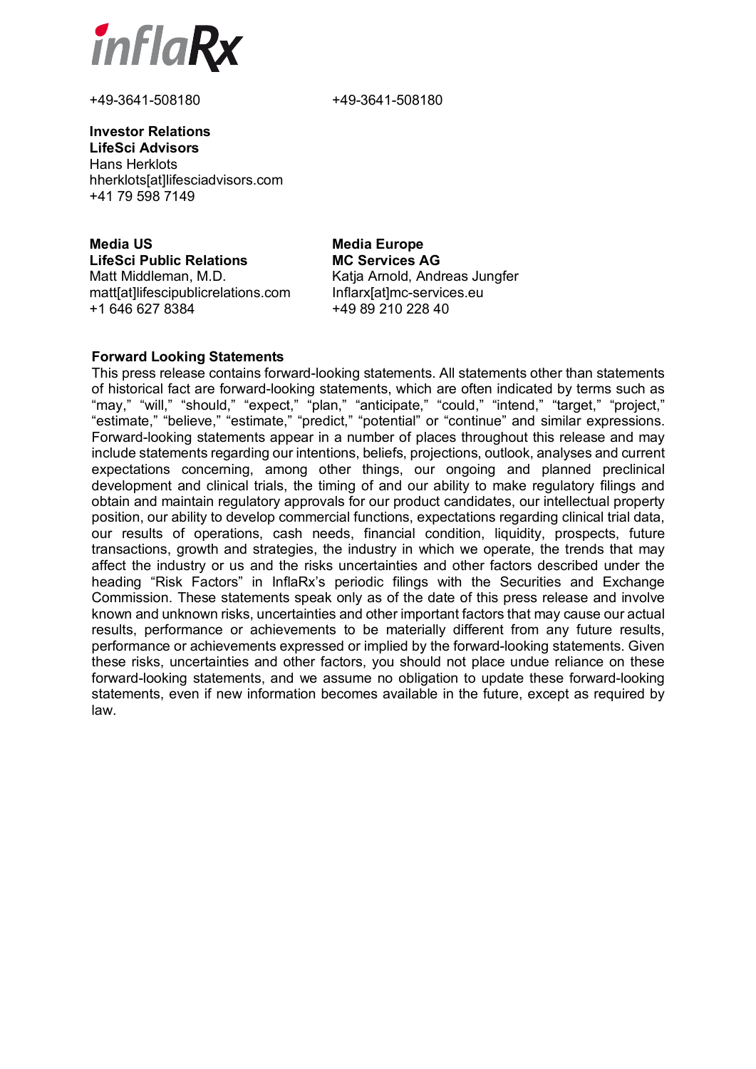+49-3641-508180 +49-3641-508180

**Investor Relations**
**LifeSci Advisors**
Hans Herklots
hherklots[at]lifesciadvisors.com
+41 79 598 7149

**Media US**
**LifeSci Public Relations**
Matt Middleman, M.D.
matt[at]lifescipublicrelations.com
+1 646 627 8384

**Media Europe**
**MC Services AG**
Katja Arnold, Andreas Jungfer
Inflarx[at]mc-services.eu
+49 89 210 228 40

**Forward Looking Statements**

This press release contains forward-looking statements. All statements other than statements of historical fact are forward-looking statements, which are often indicated by terms such as "may," "will," "should," "expect," "plan," "anticipate," "could," "intend," "target," "project," "estimate," "believe," "estimate," "predict," "potential" or "continue" and similar expressions. Forward-looking statements appear in a number of places throughout this release and may include statements regarding our intentions, beliefs, projections, outlook, analyses and current expectations concerning, among other things, our ongoing and planned preclinical development and clinical trials, the timing of and our ability to make regulatory filings and obtain and maintain regulatory approvals for our product candidates, our intellectual property position, our ability to develop commercial functions, expectations regarding clinical trial data, our results of operations, cash needs, financial condition, liquidity, prospects, future transactions, growth and strategies, the industry in which we operate, the trends that may affect the industry or us and the risks uncertainties and other factors described under the heading "Risk Factors" in InflaRx's periodic filings with the Securities and Exchange Commission. These statements speak only as of the date of this press release and involve known and unknown risks, uncertainties and other important factors that may cause our actual results, performance or achievements to be materially different from any future results, performance or achievements expressed or implied by the forward-looking statements. Given these risks, uncertainties and other factors, you should not place undue reliance on these forward-looking statements, and we assume no obligation to update these forward-looking statements, even if new information becomes available in the future, except as required by law.